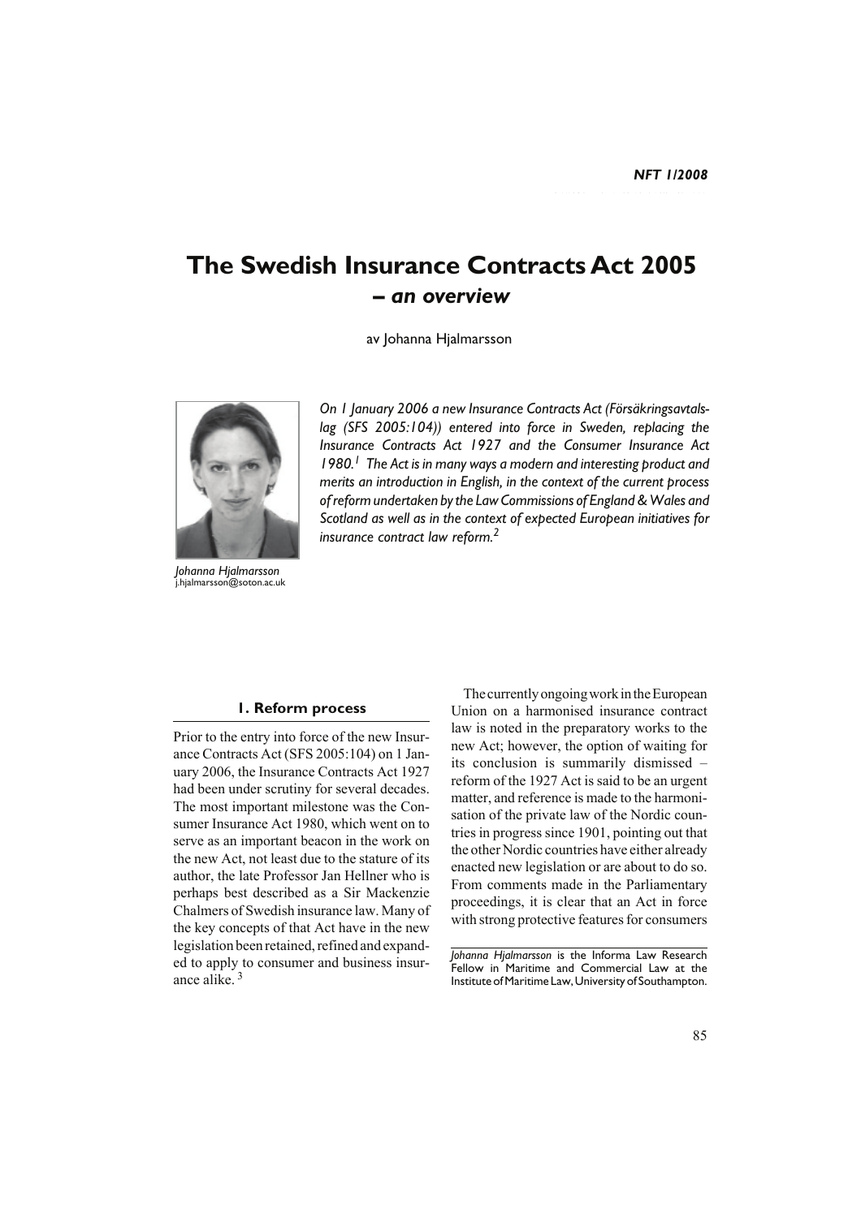# The Swedish Insurance Contracts Act 2005
## – *an overview*

av Johanna Hjalmarsson

*Johanna Hjalmarsson*
j.hjalmarsson@soton.ac.uk

*On 1 January 2006 a new Insurance Contracts Act (Försäkringsavtalslag (SFS 2005:104)) entered into force in Sweden, replacing the Insurance Contracts Act 1927 and the Consumer Insurance Act 1980.[1] The Act is in many ways a modern and interesting product and merits an introduction in English, in the context of the current process of reform undertaken by the Law Commissions of England & Wales and Scotland as well as in the context of expected European initiatives for insurance contract law reform.[2]*

### 1. Reform process

Prior to the entry into force of the new Insurance Contracts Act (SFS 2005:104) on 1 January 2006, the Insurance Contracts Act 1927 had been under scrutiny for several decades. The most important milestone was the Consumer Insurance Act 1980, which went on to serve as an important beacon in the work on the new Act, not least due to the stature of its author, the late Professor Jan Hellner who is perhaps best described as a Sir Mackenzie Chalmers of Swedish insurance law. Many of the key concepts of that Act have in the new legislation been retained, refined and expanded to apply to consumer and business insurance alike.[3]

The currently ongoing work in the European Union on a harmonised insurance contract law is noted in the preparatory works to the new Act; however, the option of waiting for its conclusion is summarily dismissed – reform of the 1927 Act is said to be an urgent matter, and reference is made to the harmonisation of the private law of the Nordic countries in progress since 1901, pointing out that the other Nordic countries have either already enacted new legislation or are about to do so. From comments made in the Parliamentary proceedings, it is clear that an Act in force with strong protective features for consumers

*Johanna Hjalmarsson* is the Informa Law Research Fellow in Maritime and Commercial Law at the Institute of Maritime Law, University of Southampton.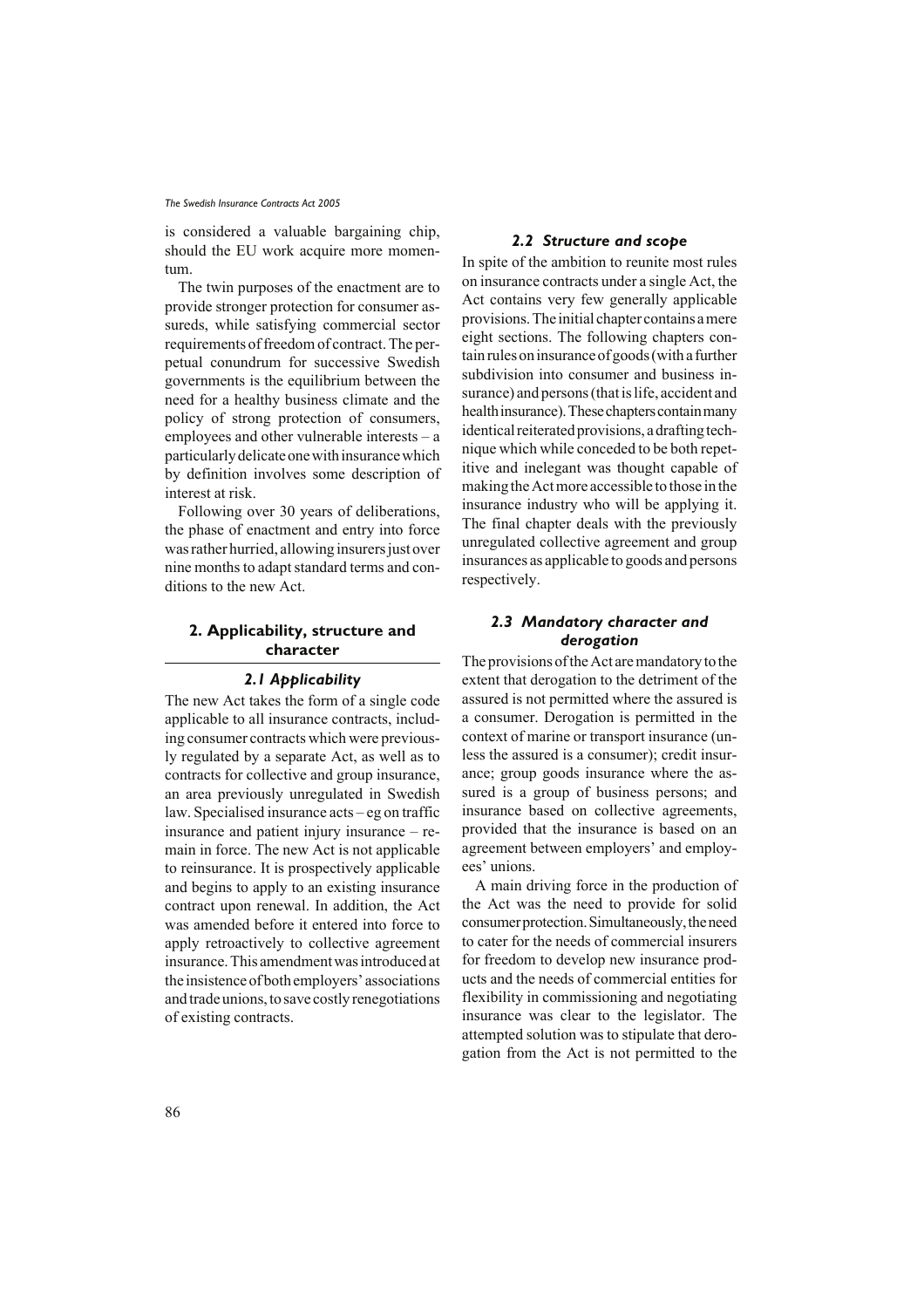is considered a valuable bargaining chip, should the EU work acquire more momentum.

The twin purposes of the enactment are to provide stronger protection for consumer assureds, while satisfying commercial sector requirements of freedom of contract. The perpetual conundrum for successive Swedish governments is the equilibrium between the need for a healthy business climate and the policy of strong protection of consumers, employees and other vulnerable interests – a particularly delicate one with insurance which by definition involves some description of interest at risk.

Following over 30 years of deliberations, the phase of enactment and entry into force was rather hurried, allowing insurers just over nine months to adapt standard terms and conditions to the new Act.

## 2. Applicability, structure and character

### *2.1 Applicability*

The new Act takes the form of a single code applicable to all insurance contracts, including consumer contracts which were previously regulated by a separate Act, as well as to contracts for collective and group insurance, an area previously unregulated in Swedish law. Specialised insurance acts – eg on traffic insurance and patient injury insurance – remain in force. The new Act is not applicable to reinsurance. It is prospectively applicable and begins to apply to an existing insurance contract upon renewal. In addition, the Act was amended before it entered into force to apply retroactively to collective agreement insurance. This amendment was introduced at the insistence of both employers' associations and trade unions, to save costly renegotiations of existing contracts.

### *2.2 Structure and scope*

In spite of the ambition to reunite most rules on insurance contracts under a single Act, the Act contains very few generally applicable provisions. The initial chapter contains a mere eight sections. The following chapters contain rules on insurance of goods (with a further subdivision into consumer and business insurance) and persons (that is life, accident and health insurance). These chapters contain many identical reiterated provisions, a drafting technique which while conceded to be both repetitive and inelegant was thought capable of making the Act more accessible to those in the insurance industry who will be applying it. The final chapter deals with the previously unregulated collective agreement and group insurances as applicable to goods and persons respectively.

### *2.3 Mandatory character and derogation*

The provisions of the Act are mandatory to the extent that derogation to the detriment of the assured is not permitted where the assured is a consumer. Derogation is permitted in the context of marine or transport insurance (unless the assured is a consumer); credit insurance; group goods insurance where the assured is a group of business persons; and insurance based on collective agreements, provided that the insurance is based on an agreement between employers' and employees' unions.

A main driving force in the production of the Act was the need to provide for solid consumer protection. Simultaneously, the need to cater for the needs of commercial insurers for freedom to develop new insurance products and the needs of commercial entities for flexibility in commissioning and negotiating insurance was clear to the legislator. The attempted solution was to stipulate that derogation from the Act is not permitted to the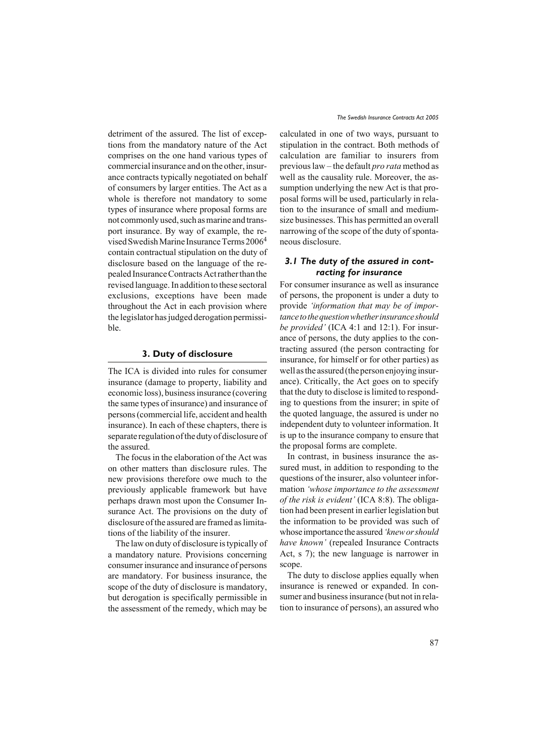detriment of the assured. The list of exceptions from the mandatory nature of the Act comprises on the one hand various types of commercial insurance and on the other, insurance contracts typically negotiated on behalf of consumers by larger entities. The Act as a whole is therefore not mandatory to some types of insurance where proposal forms are not commonly used, such as marine and transport insurance. By way of example, the revised Swedish Marine Insurance Terms 2006[4] contain contractual stipulation on the duty of disclosure based on the language of the repealed Insurance Contracts Act rather than the revised language. In addition to these sectoral exclusions, exceptions have been made throughout the Act in each provision where the legislator has judged derogation permissible.

## 3. Duty of disclosure

The ICA is divided into rules for consumer insurance (damage to property, liability and economic loss), business insurance (covering the same types of insurance) and insurance of persons (commercial life, accident and health insurance). In each of these chapters, there is separate regulation of the duty of disclosure of the assured.

The focus in the elaboration of the Act was on other matters than disclosure rules. The new provisions therefore owe much to the previously applicable framework but have perhaps drawn most upon the Consumer Insurance Act. The provisions on the duty of disclosure of the assured are framed as limitations of the liability of the insurer.

The law on duty of disclosure is typically of a mandatory nature. Provisions concerning consumer insurance and insurance of persons are mandatory. For business insurance, the scope of the duty of disclosure is mandatory, but derogation is specifically permissible in the assessment of the remedy, which may be calculated in one of two ways, pursuant to stipulation in the contract. Both methods of calculation are familiar to insurers from previous law – the default *pro rata* method as well as the causality rule. Moreover, the assumption underlying the new Act is that proposal forms will be used, particularly in relation to the insurance of small and medium-size businesses. This has permitted an overall narrowing of the scope of the duty of spontaneous disclosure.

### 3.1 The duty of the assured in contracting for insurance

For consumer insurance as well as insurance of persons, the proponent is under a duty to provide *'information that may be of importance to the question whether insurance should be provided'* (ICA 4:1 and 12:1). For insurance of persons, the duty applies to the contracting assured (the person contracting for insurance, for himself or for other parties) as well as the assured (the person enjoying insurance). Critically, the Act goes on to specify that the duty to disclose is limited to responding to questions from the insurer; in spite of the quoted language, the assured is under no independent duty to volunteer information. It is up to the insurance company to ensure that the proposal forms are complete.

In contrast, in business insurance the assured must, in addition to responding to the questions of the insurer, also volunteer information *'whose importance to the assessment of the risk is evident'* (ICA 8:8). The obligation had been present in earlier legislation but the information to be provided was such of whose importance the assured *'knew or should have known'* (repealed Insurance Contracts Act, s 7); the new language is narrower in scope.

The duty to disclose applies equally when insurance is renewed or expanded. In consumer and business insurance (but not in relation to insurance of persons), an assured who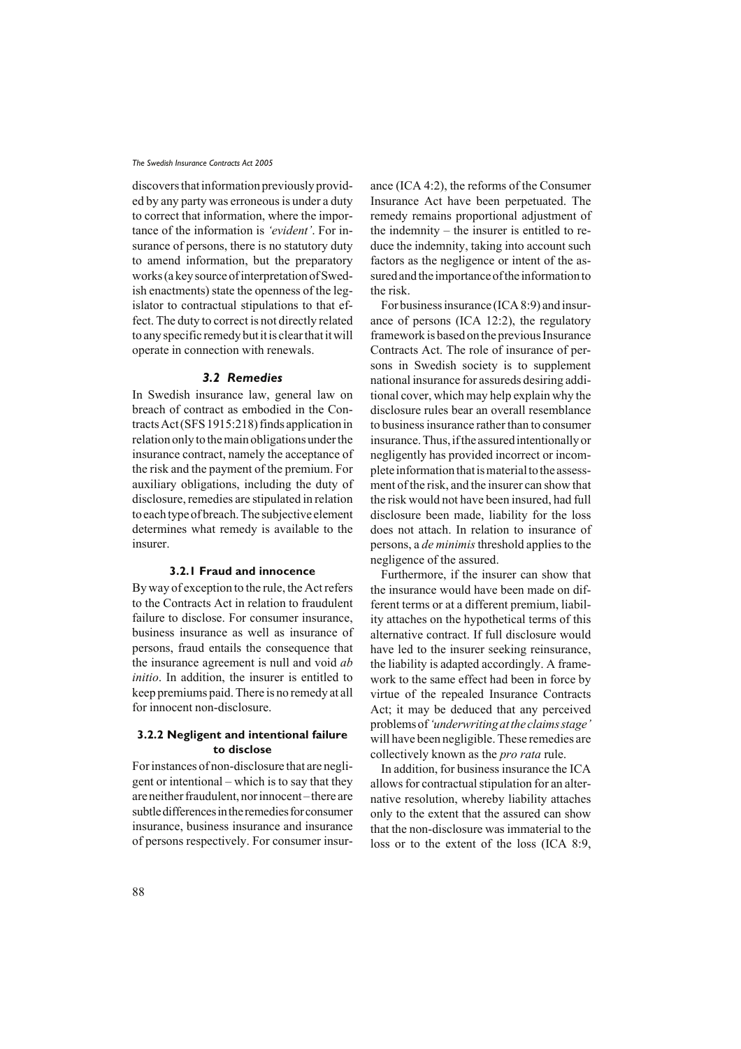discovers that information previously provided by any party was erroneous is under a duty to correct that information, where the importance of the information is *'evident'*. For insurance of persons, there is no statutory duty to amend information, but the preparatory works (a key source of interpretation of Swedish enactments) state the openness of the legislator to contractual stipulations to that effect. The duty to correct is not directly related to any specific remedy but it is clear that it will operate in connection with renewals.

### *3.2 Remedies*

In Swedish insurance law, general law on breach of contract as embodied in the Contracts Act (SFS 1915:218) finds application in relation only to the main obligations under the insurance contract, namely the acceptance of the risk and the payment of the premium. For auxiliary obligations, including the duty of disclosure, remedies are stipulated in relation to each type of breach. The subjective element determines what remedy is available to the insurer.

#### 3.2.1 Fraud and innocence

By way of exception to the rule, the Act refers to the Contracts Act in relation to fraudulent failure to disclose. For consumer insurance, business insurance as well as insurance of persons, fraud entails the consequence that the insurance agreement is null and void *ab initio*. In addition, the insurer is entitled to keep premiums paid. There is no remedy at all for innocent non-disclosure.

#### 3.2.2 Negligent and intentional failure to disclose

For instances of non-disclosure that are negligent or intentional – which is to say that they are neither fraudulent, nor innocent – there are subtle differences in the remedies for consumer insurance, business insurance and insurance of persons respectively. For consumer insurance (ICA 4:2), the reforms of the Consumer Insurance Act have been perpetuated. The remedy remains proportional adjustment of the indemnity – the insurer is entitled to reduce the indemnity, taking into account such factors as the negligence or intent of the assured and the importance of the information to the risk.

For business insurance (ICA 8:9) and insurance of persons (ICA 12:2), the regulatory framework is based on the previous Insurance Contracts Act. The role of insurance of persons in Swedish society is to supplement national insurance for assureds desiring additional cover, which may help explain why the disclosure rules bear an overall resemblance to business insurance rather than to consumer insurance. Thus, if the assured intentionally or negligently has provided incorrect or incomplete information that is material to the assessment of the risk, and the insurer can show that the risk would not have been insured, had full disclosure been made, liability for the loss does not attach. In relation to insurance of persons, a *de minimis* threshold applies to the negligence of the assured.

Furthermore, if the insurer can show that the insurance would have been made on different terms or at a different premium, liability attaches on the hypothetical terms of this alternative contract. If full disclosure would have led to the insurer seeking reinsurance, the liability is adapted accordingly. A framework to the same effect had been in force by virtue of the repealed Insurance Contracts Act; it may be deduced that any perceived problems of *'underwriting at the claims stage'* will have been negligible. These remedies are collectively known as the *pro rata* rule.

In addition, for business insurance the ICA allows for contractual stipulation for an alternative resolution, whereby liability attaches only to the extent that the assured can show that the non-disclosure was immaterial to the loss or to the extent of the loss (ICA 8:9,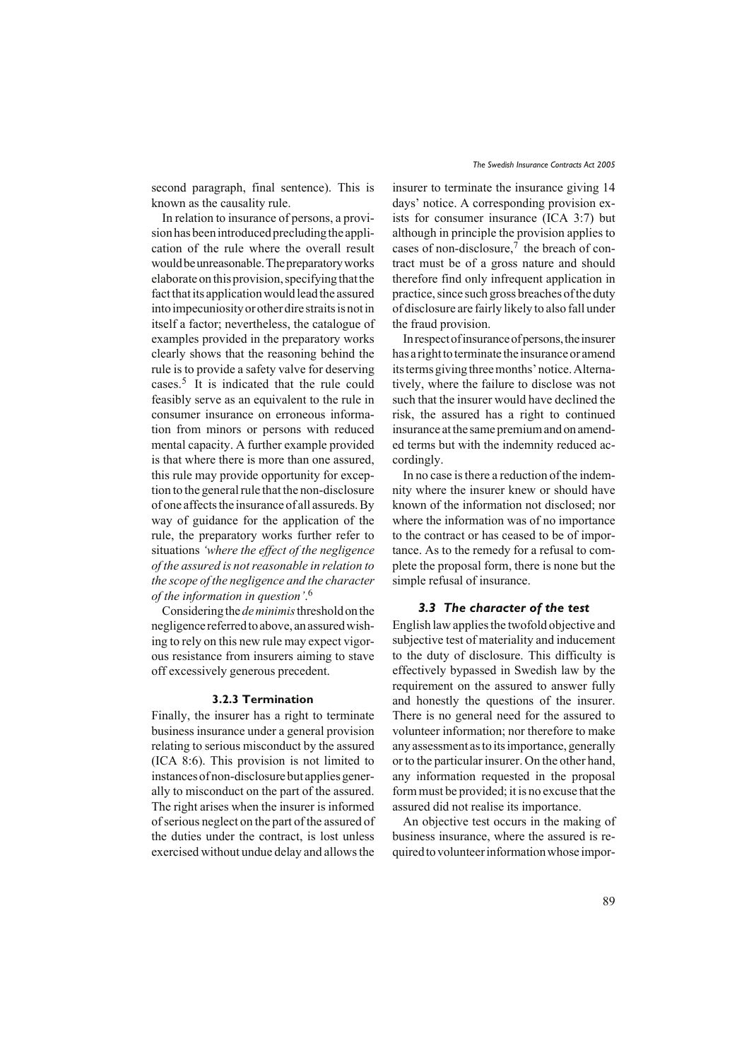second paragraph, final sentence). This is known as the causality rule.

In relation to insurance of persons, a provision has been introduced precluding the application of the rule where the overall result would be unreasonable. The preparatory works elaborate on this provision, specifying that the fact that its application would lead the assured into impecuniosity or other dire straits is not in itself a factor; nevertheless, the catalogue of examples provided in the preparatory works clearly shows that the reasoning behind the rule is to provide a safety valve for deserving cases.[5] It is indicated that the rule could feasibly serve as an equivalent to the rule in consumer insurance on erroneous information from minors or persons with reduced mental capacity. A further example provided is that where there is more than one assured, this rule may provide opportunity for exception to the general rule that the non-disclosure of one affects the insurance of all assureds. By way of guidance for the application of the rule, the preparatory works further refer to situations *'where the effect of the negligence of the assured is not reasonable in relation to the scope of the negligence and the character of the information in question'*.[6]

Considering the *de minimis* threshold on the negligence referred to above, an assured wishing to rely on this new rule may expect vigorous resistance from insurers aiming to stave off excessively generous precedent.

#### 3.2.3 Termination

Finally, the insurer has a right to terminate business insurance under a general provision relating to serious misconduct by the assured (ICA 8:6). This provision is not limited to instances of non-disclosure but applies generally to misconduct on the part of the assured. The right arises when the insurer is informed of serious neglect on the part of the assured of the duties under the contract, is lost unless exercised without undue delay and allows the insurer to terminate the insurance giving 14 days' notice. A corresponding provision exists for consumer insurance (ICA 3:7) but although in principle the provision applies to cases of non-disclosure,[7] the breach of contract must be of a gross nature and should therefore find only infrequent application in practice, since such gross breaches of the duty of disclosure are fairly likely to also fall under the fraud provision.

In respect of insurance of persons, the insurer has a right to terminate the insurance or amend its terms giving three months' notice. Alternatively, where the failure to disclose was not such that the insurer would have declined the risk, the assured has a right to continued insurance at the same premium and on amended terms but with the indemnity reduced accordingly.

In no case is there a reduction of the indemnity where the insurer knew or should have known of the information not disclosed; nor where the information was of no importance to the contract or has ceased to be of importance. As to the remedy for a refusal to complete the proposal form, there is none but the simple refusal of insurance.

### *3.3 The character of the test*

English law applies the twofold objective and subjective test of materiality and inducement to the duty of disclosure. This difficulty is effectively bypassed in Swedish law by the requirement on the assured to answer fully and honestly the questions of the insurer. There is no general need for the assured to volunteer information; nor therefore to make any assessment as to its importance, generally or to the particular insurer. On the other hand, any information requested in the proposal form must be provided; it is no excuse that the assured did not realise its importance.

An objective test occurs in the making of business insurance, where the assured is required to volunteer information whose impor-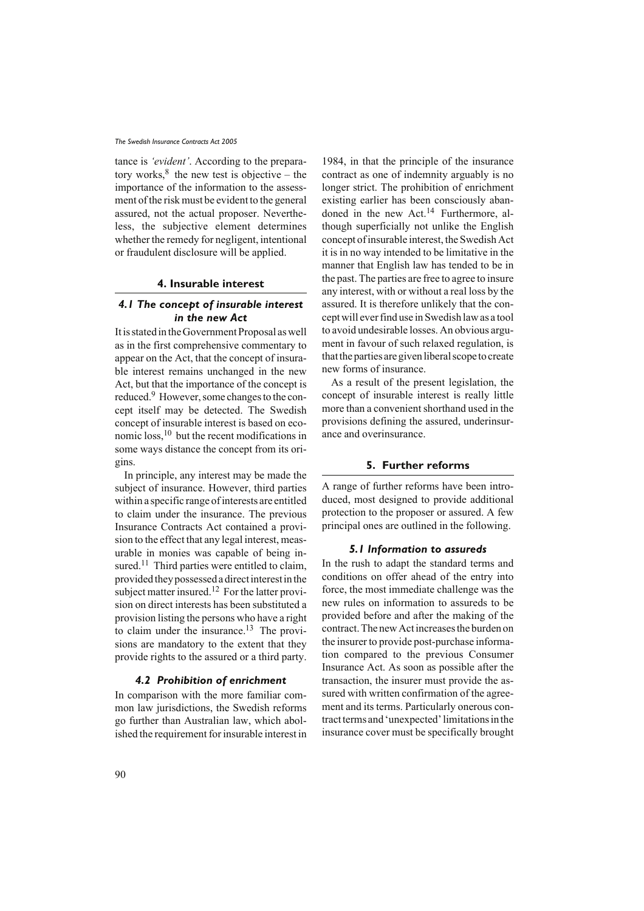tance is *'evident'*. According to the preparatory works,[8] the new test is objective – the importance of the information to the assessment of the risk must be evident to the general assured, not the actual proposer. Nevertheless, the subjective element determines whether the remedy for negligent, intentional or fraudulent disclosure will be applied.

## 4. Insurable interest

### *4.1 The concept of insurable interest in the new Act*

It is stated in the Government Proposal as well as in the first comprehensive commentary to appear on the Act, that the concept of insurable interest remains unchanged in the new Act, but that the importance of the concept is reduced.[9] However, some changes to the concept itself may be detected. The Swedish concept of insurable interest is based on economic loss,[10] but the recent modifications in some ways distance the concept from its origins.

In principle, any interest may be made the subject of insurance. However, third parties within a specific range of interests are entitled to claim under the insurance. The previous Insurance Contracts Act contained a provision to the effect that any legal interest, measurable in monies was capable of being insured.[11] Third parties were entitled to claim, provided they possessed a direct interest in the subject matter insured.[12] For the latter provision on direct interests has been substituted a provision listing the persons who have a right to claim under the insurance.[13] The provisions are mandatory to the extent that they provide rights to the assured or a third party.

### *4.2 Prohibition of enrichment*

In comparison with the more familiar common law jurisdictions, the Swedish reforms go further than Australian law, which abolished the requirement for insurable interest in 1984, in that the principle of the insurance contract as one of indemnity arguably is no longer strict. The prohibition of enrichment existing earlier has been consciously abandoned in the new Act.[14] Furthermore, although superficially not unlike the English concept of insurable interest, the Swedish Act it is in no way intended to be limitative in the manner that English law has tended to be in the past. The parties are free to agree to insure any interest, with or without a real loss by the assured. It is therefore unlikely that the concept will ever find use in Swedish law as a tool to avoid undesirable losses. An obvious argument in favour of such relaxed regulation, is that the parties are given liberal scope to create new forms of insurance.

As a result of the present legislation, the concept of insurable interest is really little more than a convenient shorthand used in the provisions defining the assured, underinsurance and overinsurance.

## 5. Further reforms

A range of further reforms have been introduced, most designed to provide additional protection to the proposer or assured. A few principal ones are outlined in the following.

### *5.1 Information to assureds*

In the rush to adapt the standard terms and conditions on offer ahead of the entry into force, the most immediate challenge was the new rules on information to assureds to be provided before and after the making of the contract. The new Act increases the burden on the insurer to provide post-purchase information compared to the previous Consumer Insurance Act. As soon as possible after the transaction, the insurer must provide the assured with written confirmation of the agreement and its terms. Particularly onerous contract terms and 'unexpected' limitations in the insurance cover must be specifically brought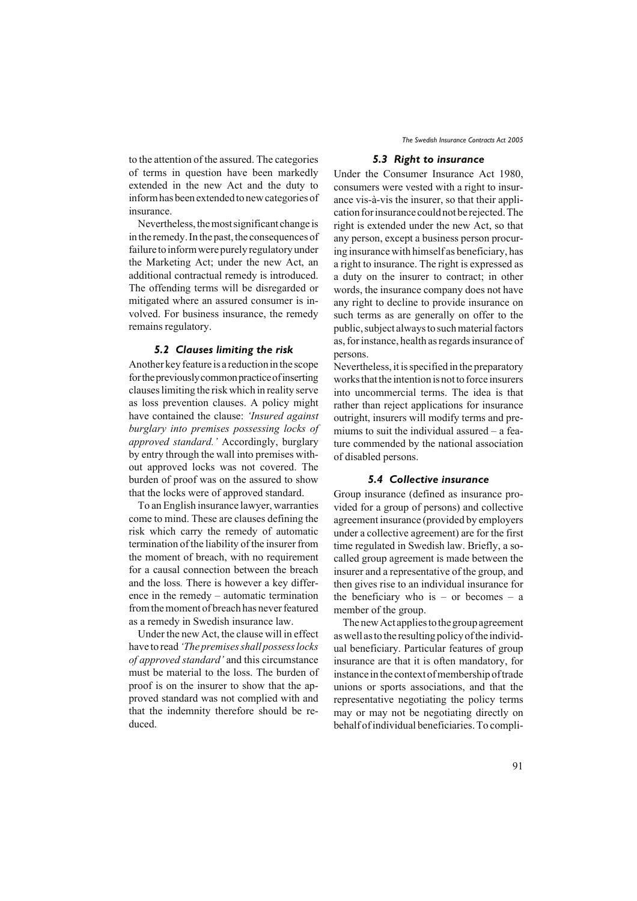to the attention of the assured. The categories of terms in question have been markedly extended in the new Act and the duty to inform has been extended to new categories of insurance.

Nevertheless, the most significant change is in the remedy. In the past, the consequences of failure to inform were purely regulatory under the Marketing Act; under the new Act, an additional contractual remedy is introduced. The offending terms will be disregarded or mitigated where an assured consumer is involved. For business insurance, the remedy remains regulatory.

### *5.2 Clauses limiting the risk*

Another key feature is a reduction in the scope for the previously common practice of inserting clauses limiting the risk which in reality serve as loss prevention clauses. A policy might have contained the clause: *'Insured against burglary into premises possessing locks of approved standard.'* Accordingly, burglary by entry through the wall into premises without approved locks was not covered. The burden of proof was on the assured to show that the locks were of approved standard.

To an English insurance lawyer, warranties come to mind. These are clauses defining the risk which carry the remedy of automatic termination of the liability of the insurer from the moment of breach, with no requirement for a causal connection between the breach and the loss*.* There is however a key difference in the remedy – automatic termination from the moment of breach has never featured as a remedy in Swedish insurance law.

Under the new Act, the clause will in effect have to read *'The premises shall possess locks of approved standard'* and this circumstance must be material to the loss. The burden of proof is on the insurer to show that the approved standard was not complied with and that the indemnity therefore should be reduced.

### *5.3 Right to insurance*

Under the Consumer Insurance Act 1980, consumers were vested with a right to insurance vis-à-vis the insurer, so that their application for insurance could not be rejected. The right is extended under the new Act, so that any person, except a business person procuring insurance with himself as beneficiary, has a right to insurance. The right is expressed as a duty on the insurer to contract; in other words, the insurance company does not have any right to decline to provide insurance on such terms as are generally on offer to the public, subject always to such material factors as, for instance, health as regards insurance of persons.

Nevertheless, it is specified in the preparatory works that the intention is not to force insurers into uncommercial terms. The idea is that rather than reject applications for insurance outright, insurers will modify terms and premiums to suit the individual assured – a feature commended by the national association of disabled persons.

### *5.4 Collective insurance*

Group insurance (defined as insurance provided for a group of persons) and collective agreement insurance (provided by employers under a collective agreement) are for the first time regulated in Swedish law. Briefly, a so-called group agreement is made between the insurer and a representative of the group, and then gives rise to an individual insurance for the beneficiary who is – or becomes – a member of the group.

The new Act applies to the group agreement as well as to the resulting policy of the individual beneficiary. Particular features of group insurance are that it is often mandatory, for instance in the context of membership of trade unions or sports associations, and that the representative negotiating the policy terms may or may not be negotiating directly on behalf of individual beneficiaries. To compli-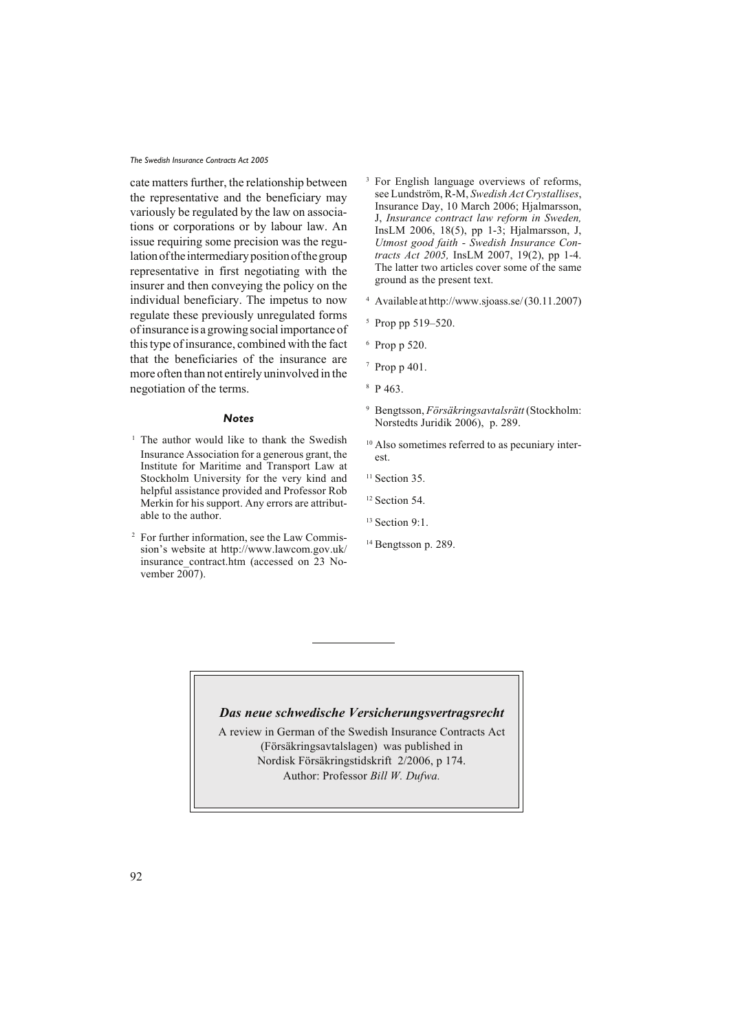cate matters further, the relationship between the representative and the beneficiary may variously be regulated by the law on associations or corporations or by labour law. An issue requiring some precision was the regulation of the intermediary position of the group representative in first negotiating with the insurer and then conveying the policy on the individual beneficiary. The impetus to now regulate these previously unregulated forms of insurance is a growing social importance of this type of insurance, combined with the fact that the beneficiaries of the insurance are more often than not entirely uninvolved in the negotiation of the terms.

### *Notes*

[1] The author would like to thank the Swedish Insurance Association for a generous grant, the Institute for Maritime and Transport Law at Stockholm University for the very kind and helpful assistance provided and Professor Rob Merkin for his support. Any errors are attributable to the author.

[2] For further information, see the Law Commission's website at http://www.lawcom.gov.uk/insurance_contract.htm (accessed on 23 November 2007).

[3] For English language overviews of reforms, see Lundström, R-M, *Swedish Act Crystallises*, Insurance Day, 10 March 2006; Hjalmarsson, J, *Insurance contract law reform in Sweden,* InsLM 2006, 18(5), pp 1-3; Hjalmarsson, J, *Utmost good faith - Swedish Insurance Contracts Act 2005,* InsLM 2007, 19(2), pp 1-4. The latter two articles cover some of the same ground as the present text.

[4] Available at http://www.sjoass.se/ (30.11.2007)

[5] Prop pp 519–520.

[6] Prop p 520.

[7] Prop p 401.

[8] P 463.

[9] Bengtsson, *Försäkringsavtalsrätt* (Stockholm: Norstedts Juridik 2006), p. 289.

[10] Also sometimes referred to as pecuniary interest.

[11] Section 35.

[12] Section 54.

[13] Section 9:1.

[14] Bengtsson p. 289.

---

***Das neue schwedische Versicherungsvertragsrecht***

A review in German of the Swedish Insurance Contracts Act (Försäkringsavtalslagen) was published in Nordisk Försäkringstidskrift 2/2006, p 174.
Author: Professor *Bill W. Dufwa.*